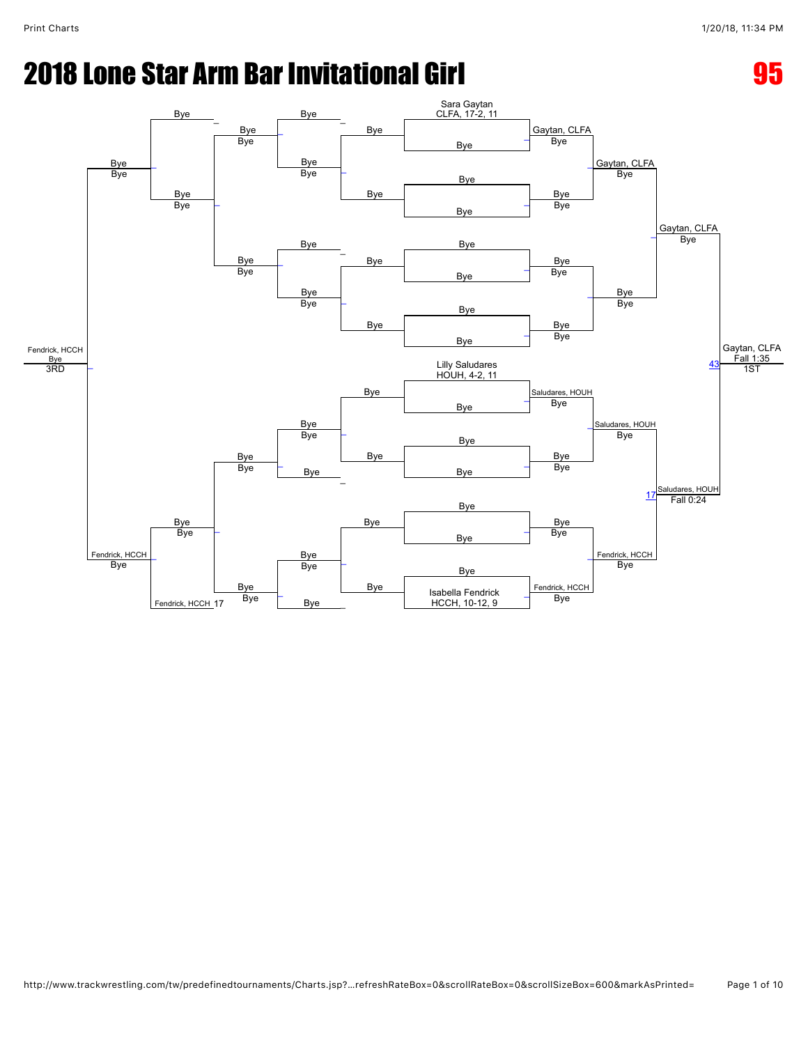# 2018 Lone Star Arm Bar Invitational Girl

**95**

**Championship Bracket**

Sara Gaytan, CLFA, 17-2, 11 — Bye
Gaytan, CLFA — Bye
Gaytan, CLFA — Bye
Gaytan, CLFA — Bye

Lilly Saludares, HOUH, 4-2, 11 — Bye
Saludares, HOUH — Bye
Saludares, HOUH — Bye

Isabella Fendrick, HCCH, 10-12, 9 — Bye
Fendrick, HCCH — Bye
Fendrick, HCCH — Bye

Match 17: Saludares, HOUH — Fall 0:24

Match 43: Gaytan, CLFA — Fall 1:35 — 1ST

**Consolation Bracket**

Fendrick, HCCH 17 — Bye
Fendrick, HCCH — Bye
Fendrick, HCCH — Bye — 3RD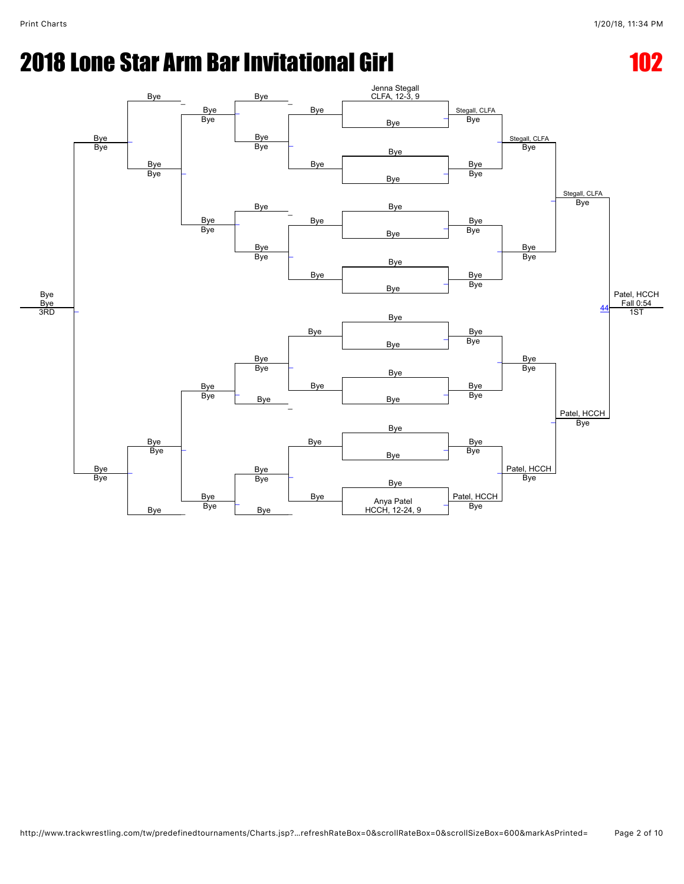# 2018 Lone Star Arm Bar Invitational Girl

**102**

Jenna Stegall
CLFA, 12-3, 9

Stegall, CLFA

Stegall, CLFA

Stegall, CLFA

Patel, HCCH
Fall 0:54
1ST

44

Patel, HCCH

Patel, HCCH

Patel, HCCH

Anya Patel
HCCH, 12-24, 9

Bye
Bye
3RD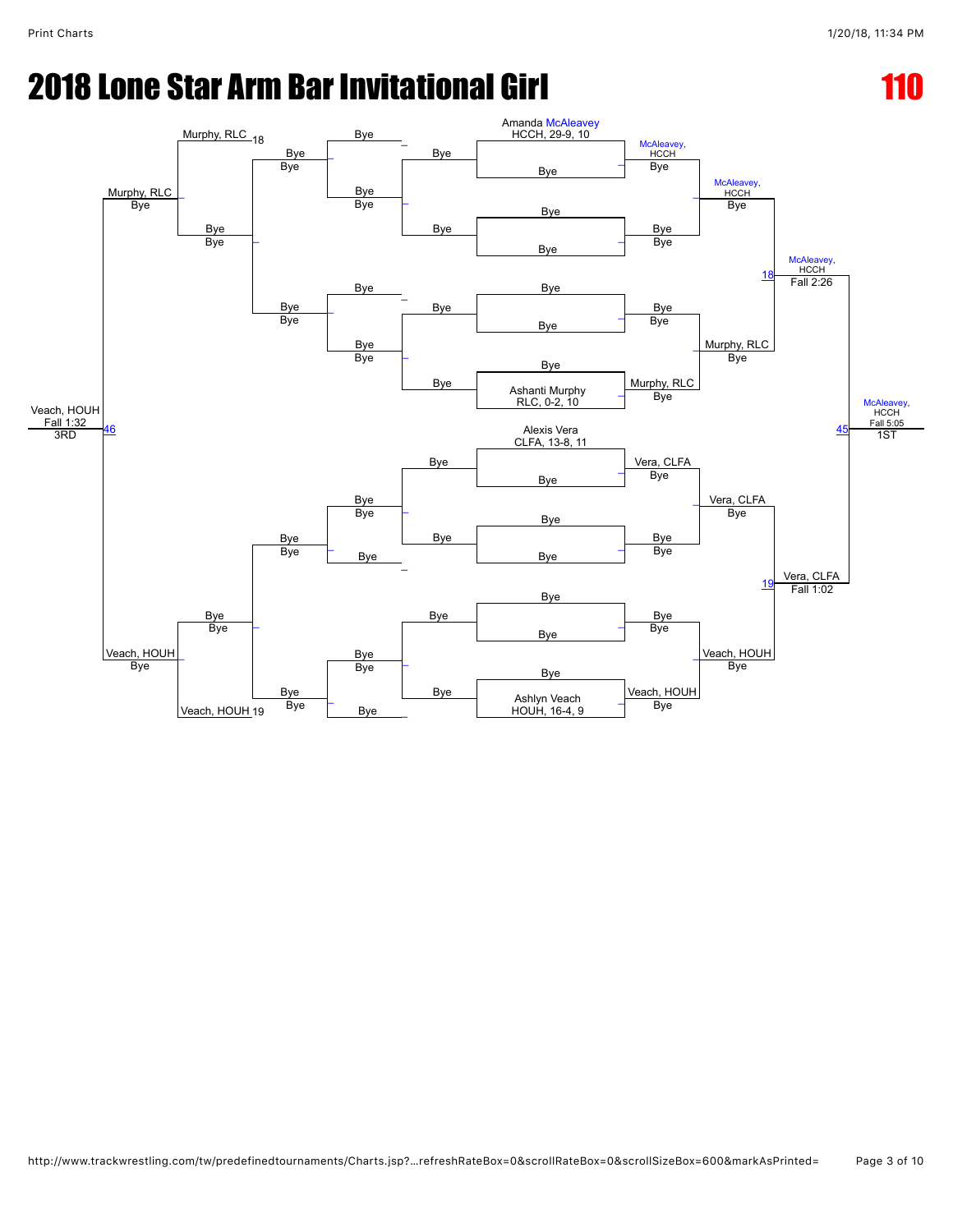# 2018 Lone Star Arm Bar Invitational Girl

## 110

### Championship Bracket

**Seeds**

- Amanda McAleavey, HCCH, 29-9, 10
- Ashanti Murphy, RLC, 0-2, 10
- Alexis Vera, CLFA, 13-8, 11
- Ashlyn Veach, HOUH, 16-4, 9

**First rounds**

- McAleavey, HCCH — Bye
- Murphy, RLC — Bye
- Vera, CLFA — Bye
- Veach, HOUH — Bye

**Semifinals**

- Match 18: McAleavey, HCCH over Murphy, RLC — Fall 2:26
- Match 19: Vera, CLFA over Veach, HOUH — Fall 1:02

**Final (1ST)**

- Match 45: McAleavey, HCCH over Vera, CLFA — Fall 5:05

### Consolation Bracket

- Murphy, RLC (loser of 18) — Bye
- Veach, HOUH (loser of 19) — Bye

**3RD**

- Match 46: Veach, HOUH over Murphy, RLC — Fall 1:32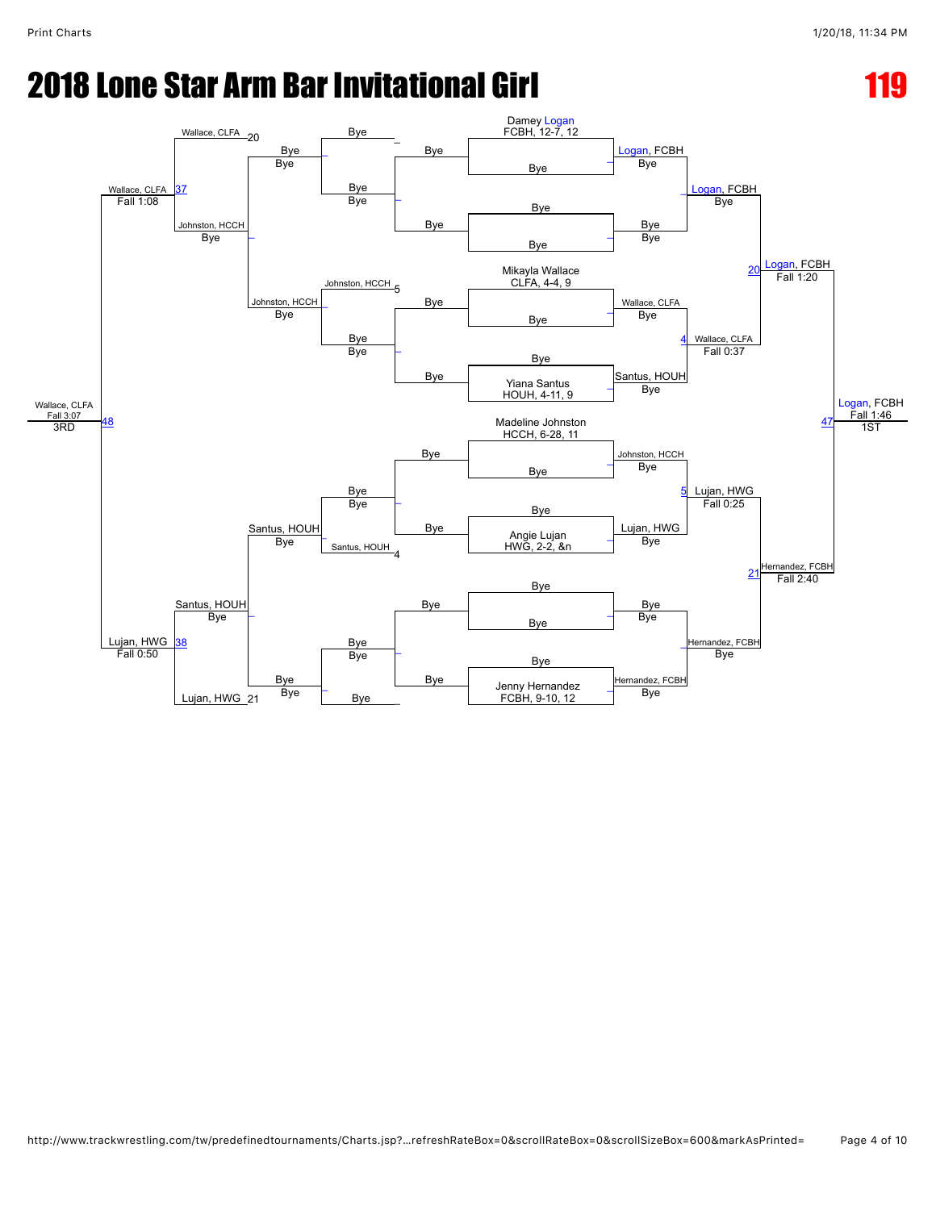# 2018 Lone Star Arm Bar Invitational Girl

## 119

### Championship Bracket

**Seeded entries:**
- Damey Logan, FCBH, 12-7, 12
- Mikayla Wallace, CLFA, 4-4, 9
- Yiana Santus, HOUH, 4-11, 9
- Madeline Johnston, HCCH, 6-28, 11
- Angie Lujan, HWG, 2-2, &n
- Jenny Hernandez, FCBH, 9-10, 12

**First round:**
- Logan, FCBH — Bye
- Bye — Bye
- Wallace, CLFA — Bye
- Santus, HOUH — Bye
- Johnston, HCCH — Bye
- Lujan, HWG — Bye
- Bye — Bye
- Hernandez, FCBH — Bye

**Quarterfinals:**
- Logan, FCBH — Bye
- Wallace, CLFA — Fall 0:37 (bout 4)
- Lujan, HWG — Fall 0:25 (bout 5)
- Hernandez, FCBH — Bye

**Semifinals:**
- Logan, FCBH — Fall 1:20 (bout 20)
- Hernandez, FCBH — Fall 2:40 (bout 21)

**Final:**
- Logan, FCBH — Fall 1:46 (bout 47) — 1ST

### Consolation Bracket

**Consolation first round:**
- Bye — Bye
- Bye — Bye
- Bye — Bye
- Bye — Bye

**Consolation second round:**
- Johnston, HCCH (bout 5)
- Santus, HOUH (bout 4)

**Consolation third round:**
- Bye — Bye
- Johnston, HCCH — Bye
- Santus, HOUH — Bye
- Bye — Bye

**Consolation semifinals:**
- Wallace, CLFA (bout 20)
- Johnston, HCCH — Bye
- Santus, HOUH — Bye
- Lujan, HWG (bout 21)

**Consolation finals:**
- Wallace, CLFA — Fall 1:08 (bout 37)
- Lujan, HWG — Fall 0:50 (bout 38)

**3rd place:**
- Wallace, CLFA — Fall 3:07 (bout 48) — 3RD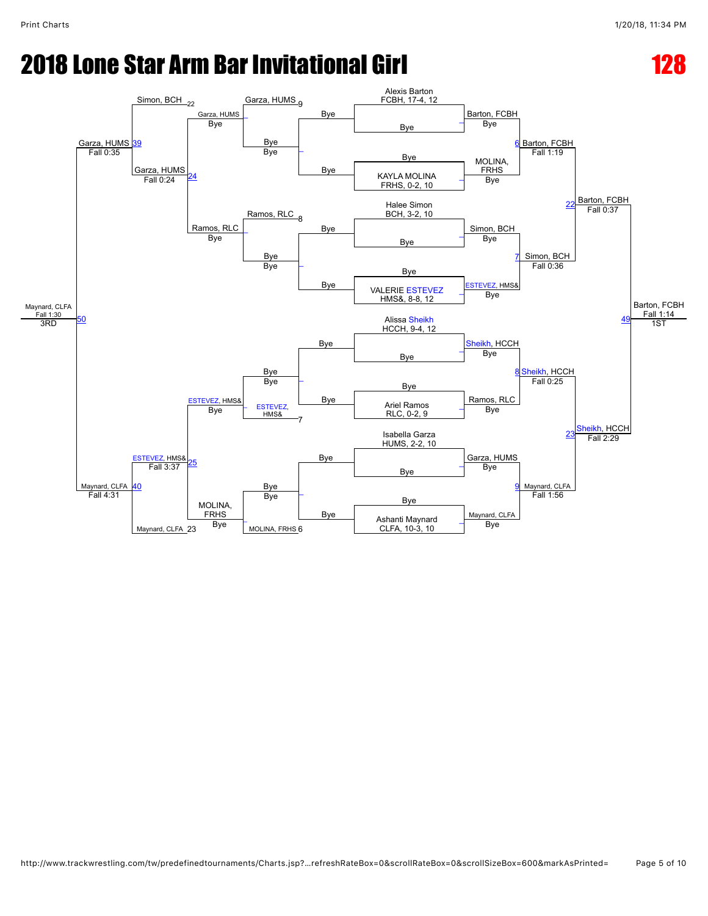# 2018 Lone Star Arm Bar Invitational Girl

# 128

## Championship Bracket

| Seed / Wrestler | Round 1 | Quarterfinals | Semifinals | Finals |
|---|---|---|---|---|
| Alexis Barton, FCBH, 17-4, 12 | Barton, FCBH (Bye) | Barton, FCBH – Fall 1:19 (Bout 6) | Barton, FCBH – Fall 0:37 (Bout 22) | Barton, FCBH – Fall 1:14 (Bout 49) – 1ST |
| Bye | | | | |
| Bye | MOLINA, FRHS (Bye) | | | |
| KAYLA MOLINA, FRHS, 0-2, 10 | | | | |
| Halee Simon, BCH, 3-2, 10 | Simon, BCH (Bye) | Simon, BCH – Fall 0:36 (Bout 7) | | |
| Bye | | | | |
| Bye | ESTEVEZ, HMS& (Bye) | | | |
| VALERIE ESTEVEZ, HMS&, 8-8, 12 | | | | |
| Alissa Sheikh, HCCH, 9-4, 12 | Sheikh, HCCH (Bye) | Sheikh, HCCH – Fall 0:25 (Bout 8) | Sheikh, HCCH – Fall 2:29 (Bout 23) | |
| Bye | | | | |
| Bye | Ramos, RLC (Bye) | | | |
| Ariel Ramos, RLC, 0-2, 9 | | | | |
| Isabella Garza, HUMS, 2-2, 10 | Garza, HUMS (Bye) | Maynard, CLFA – Fall 1:56 (Bout 9) | | |
| Bye | | | | |
| Bye | Maynard, CLFA (Bye) | | | |
| Ashanti Maynard, CLFA, 10-3, 10 | | | | |

## Consolation Bracket

| Round 1 | Round 2 | Round 3 | Round 4 | 3rd Place |
|---|---|---|---|---|
| Bye vs Bye | Garza, HUMS (Bye) vs Bye (Bout 9 loser: Garza, HUMS) | Garza, HUMS (Bye) vs Simon, BCH (Bout 22 loser) – Garza, HUMS Fall 0:24 (Bout 24) | Garza, HUMS – Fall 0:35 (Bout 39) | Maynard, CLFA – Fall 1:30 (Bout 50) – 3RD |
| Bye vs Bye | Ramos, RLC (Bye) vs Bye (Bout 8 loser: Ramos, RLC) | Ramos, RLC (Bye) | | |
| Bye vs Bye | ESTEVEZ, HMS& vs Bye (Bout 7 loser: ESTEVEZ, HMS&) | ESTEVEZ, HMS& (Bye) – ESTEVEZ, HMS& Fall 3:37 (Bout 25) | Maynard, CLFA – Fall 4:31 (Bout 40) | |
| Bye vs Bye | MOLINA, FRHS vs Bye (Bout 6 loser: MOLINA, FRHS) | MOLINA, FRHS (Bye) | | |
| | | Maynard, CLFA (Bout 23 loser) | | |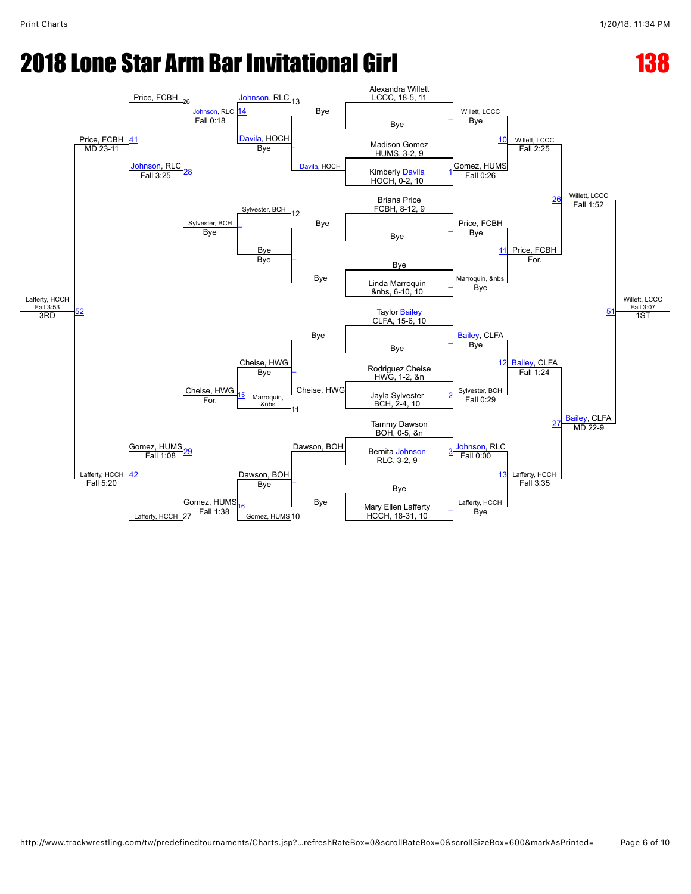# 2018 Lone Star Arm Bar Invitational Girl

## 138

### Championship Bracket

**First Round / Quarterfinals**

| Bout | Wrestler 1 | Wrestler 2 | Winner | Result |
|---|---|---|---|---|
| – | Alexandra Willett, LCCC, 18-5, 11 | Bye | Willett, LCCC | Bye |
| 1 | Madison Gomez, HUMS, 3-2, 9 | Kimberly Davila, HOCH, 0-2, 10 | Gomez, HUMS | Fall 0:26 |
| – | Briana Price, FCBH, 8-12, 9 | Bye | Price, FCBH | Bye |
| – | Bye | Linda Marroquin, &nbs, 6-10, 10 | Marroquin, &nbs | Bye |
| – | Taylor Bailey, CLFA, 15-6, 10 | Bye | Bailey, CLFA | Bye |
| 2 | Rodriguez Cheise, HWG, 1-2, &n | Jayla Sylvester, BCH, 2-4, 10 | Sylvester, BCH | Fall 0:29 |
| 3 | Tammy Dawson, BOH, 0-5, &n | Bernita Johnson, RLC, 3-2, 9 | Johnson, RLC | Fall 0:00 |
| – | Bye | Mary Ellen Lafferty, HCCH, 18-31, 10 | Lafferty, HCCH | Bye |

**Semifinals**

| Bout | Winner | Result |
|---|---|---|
| 10 | Willett, LCCC | Fall 2:25 |
| 11 | Price, FCBH | For. |
| 12 | Bailey, CLFA | Fall 1:24 |
| 13 | Lafferty, HCCH | Fall 3:35 |

**Finals**

| Bout | Winner | Result |
|---|---|---|
| 26 | Willett, LCCC | Fall 1:52 |
| 27 | Bailey, CLFA | MD 22-9 |
| 51 | Willett, LCCC | Fall 3:07 — 1ST |

### Consolation Bracket

| Bout | Wrestler 1 | Wrestler 2 | Winner | Result |
|---|---|---|---|---|
| – | Bye | Davila, HOCH | Davila, HOCH | Bye |
| – | Bye | Bye | Bye | Bye |
| – | Bye | Cheise, HWG | Cheise, HWG | Bye |
| – | Dawson, BOH | Bye | Dawson, BOH | Bye |
| 14 | Johnson, RLC (13) | Davila, HOCH | Johnson, RLC | Fall 0:18 |
| – | Sylvester, BCH (12) | Bye | Sylvester, BCH | Bye |
| 15 | Cheise, HWG | Marroquin, &nbs (11) | Cheise, HWG | For. |
| 16 | Dawson, BOH | Gomez, HUMS (10) | Gomez, HUMS | Fall 1:38 |
| 28 | Johnson, RLC | Sylvester, BCH | Johnson, RLC | Fall 3:25 |
| 29 | Cheise, HWG | Gomez, HUMS | Gomez, HUMS | Fall 1:08 |
| 41 | Price, FCBH (26) | Johnson, RLC | Price, FCBH | MD 23-11 |
| 42 | Gomez, HUMS | Lafferty, HCCH (27) | Lafferty, HCCH | Fall 5:20 |
| 52 | Price, FCBH | Lafferty, HCCH | Lafferty, HCCH | Fall 3:53 — 3RD |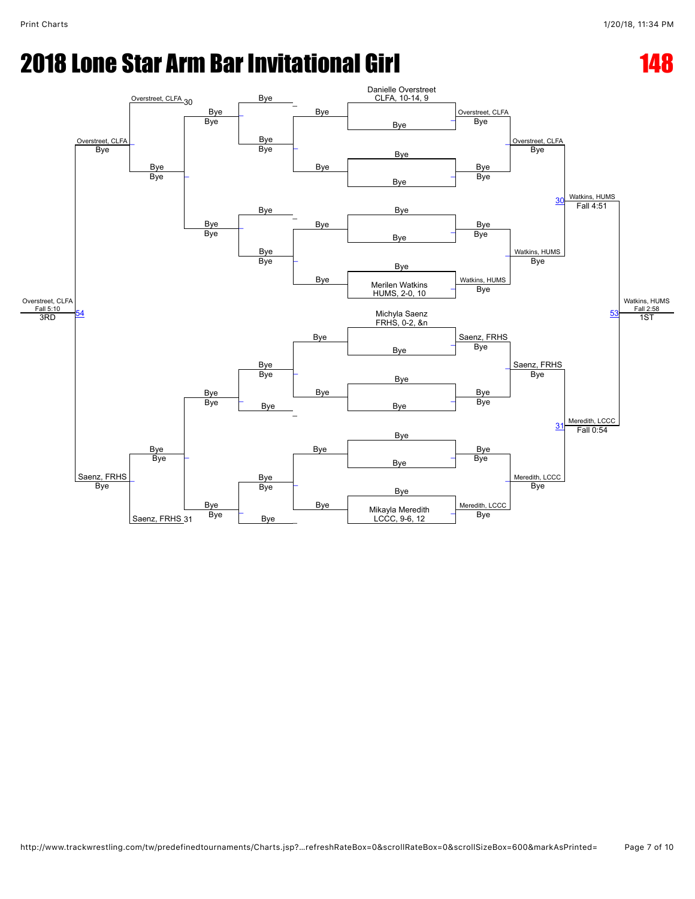# 2018 Lone Star Arm Bar Invitational Girl

**148**

## Championship Bracket

**Seeds / Entries**

- Danielle Overstreet, CLFA, 10-14, 9
- Merilen Watkins, HUMS, 2-0, 10
- Michyla Saenz, FRHS, 0-2, &n
- Mikayla Meredith, LCCC, 9-6, 12

**Early Rounds (Byes)**

- Overstreet, CLFA — Bye
- Watkins, HUMS — Bye
- Saenz, FRHS — Bye
- Meredith, LCCC — Bye

**Semifinals**

- Match 30: Watkins, HUMS def. Overstreet, CLFA — Fall 4:51
- Match 31: Meredith, LCCC def. Saenz, FRHS — Fall 0:54

**Final**

- Match 53: Watkins, HUMS — Fall 2:58 — 1ST

## Consolation Bracket

- Overstreet, CLFA (30) — Bye
- Saenz, FRHS (31) — Bye
- Match 54: Overstreet, CLFA def. Saenz, FRHS — Fall 5:10 — 3RD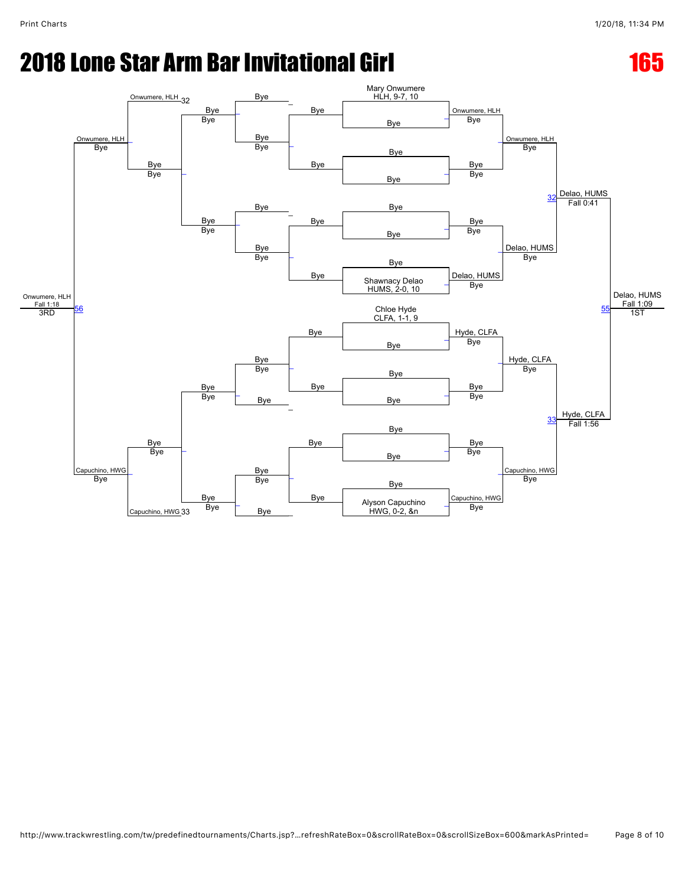# 2018 Lone Star Arm Bar Invitational Girl

**165**

## Championship Bracket

**Seeds / Entrants:**
- Mary Onwumere, HLH, 9-7, 10
- Shawnacy Delao, HUMS, 2-0, 10
- Chloe Hyde, CLFA, 1-1, 9
- Alyson Capuchino, HWG, 0-2, &n

**First rounds:** All opponents Bye.

- Onwumere, HLH — Bye
- Delao, HUMS — Bye
- Hyde, CLFA — Bye
- Capuchino, HWG — Bye

**Semifinals:**
- Match 32: Delao, HUMS over Onwumere, HLH — Fall 0:41
- Match 33: Hyde, CLFA over Capuchino, HWG — Fall 1:56

**Final (Match 55):** Delao, HUMS — Fall 1:09 — 1ST

## Consolation Bracket

- Onwumere, HLH — Bye
- Capuchino, HWG — Bye
- Onwumere, HLH (32)
- Capuchino, HWG (33)

**3rd Place (Match 56):** Onwumere, HLH — Fall 1:18 — 3RD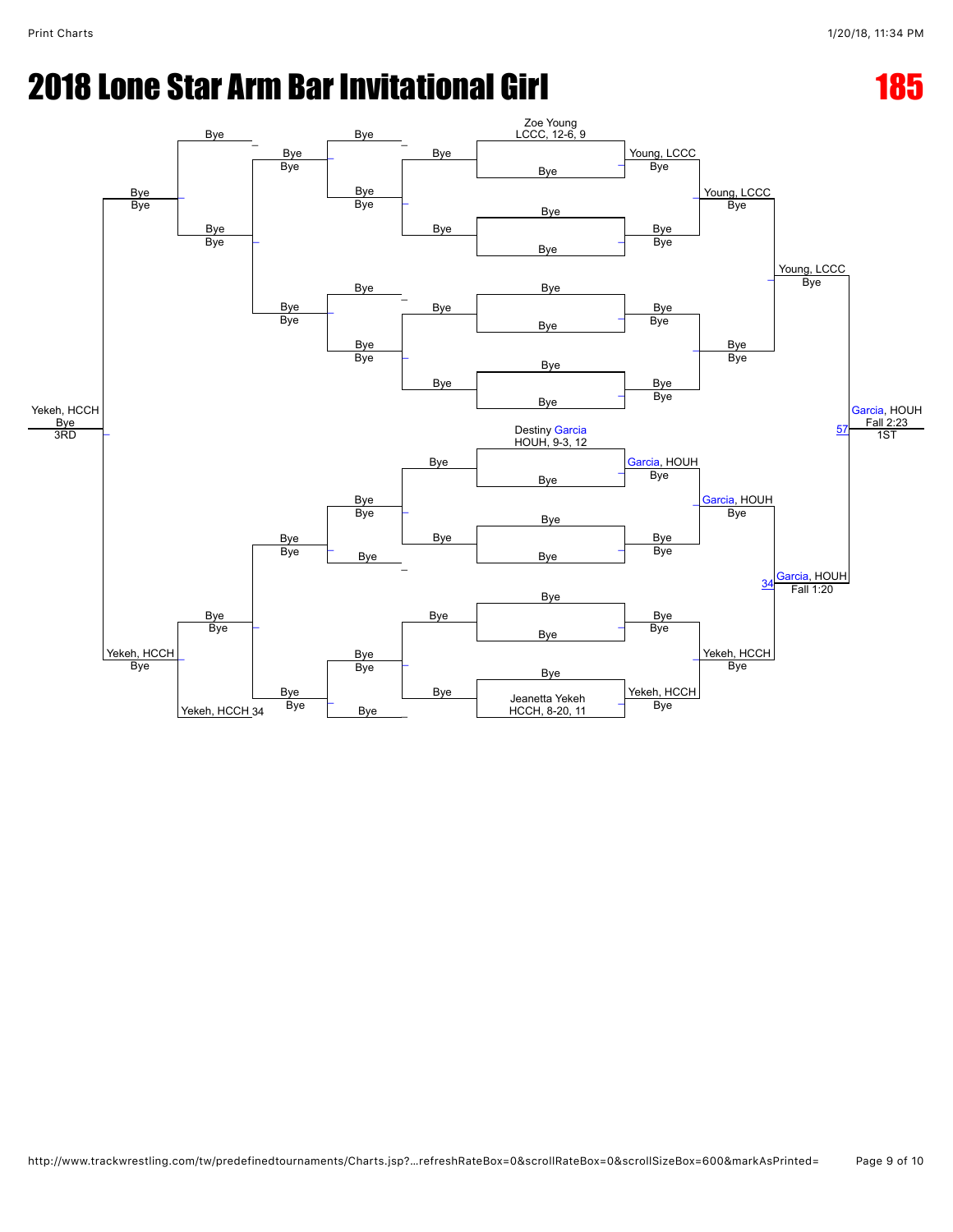# 2018 Lone Star Arm Bar Invitational Girl

**185**

**Championship Bracket**

- Zoe Young, LCCC, 12-6, 9
- Destiny Garcia, HOUH, 9-3, 12
- Jeanetta Yekeh, HCCH, 8-20, 11

**Results**

- Young, LCCC over Bye
- Young, LCCC over Bye
- Young, LCCC over Bye
- Garcia, HOUH over Bye
- Garcia, HOUH over Bye
- Yekeh, HCCH over Bye
- Yekeh, HCCH over Bye
- Garcia, HOUH over Yekeh, HCCH (Fall 1:20) — Bout 34
- Garcia, HOUH over Young, LCCC (Fall 2:23) — Bout 57 — 1ST

**Consolation**

- Yekeh, HCCH 34
- Yekeh, HCCH over Bye
- Yekeh, HCCH over Bye — 3RD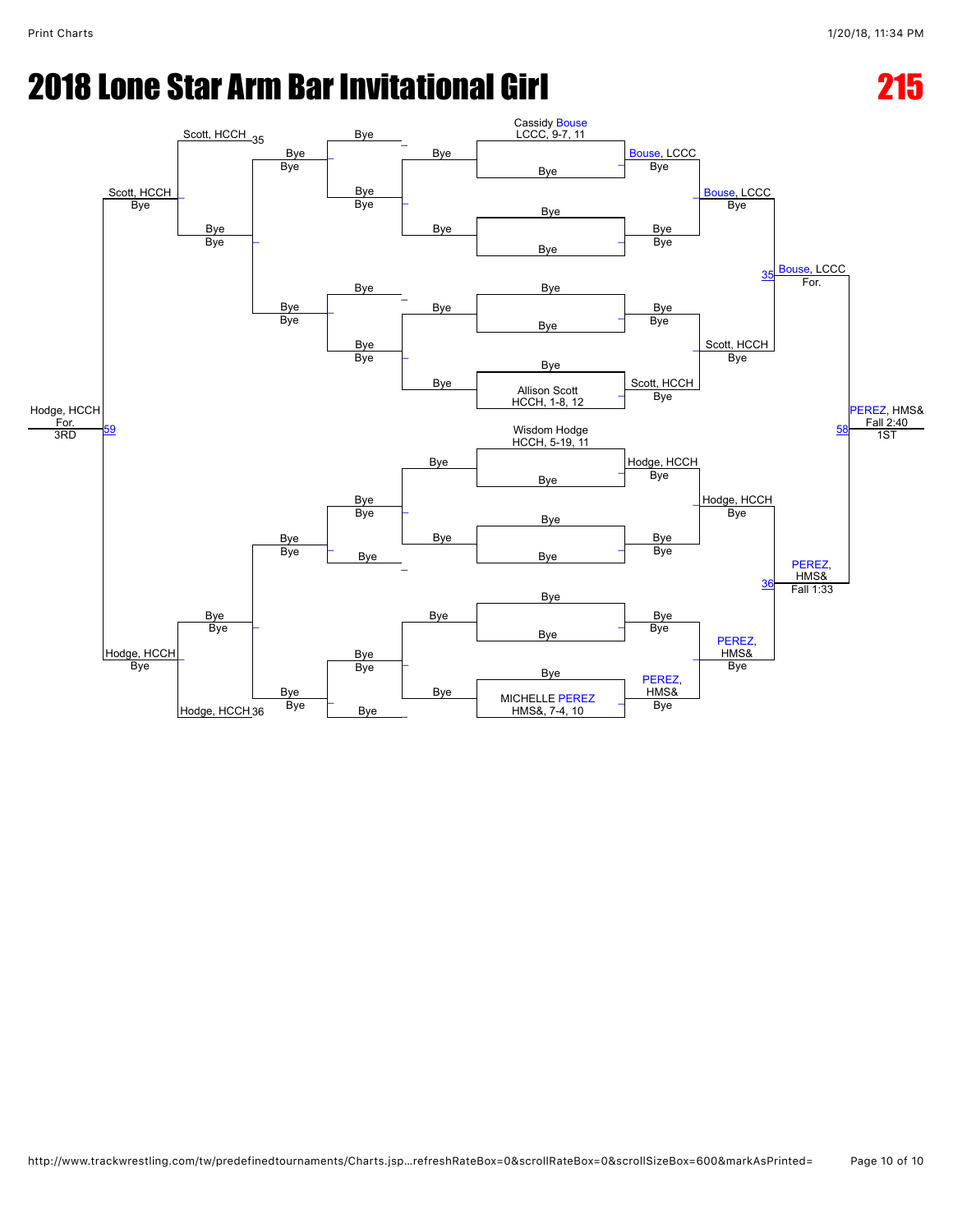# 2018 Lone Star Arm Bar Invitational Girl

# 215

Cassidy Bouse
LCCC, 9-7, 11

Bye

Bye

Bye

Bye

Bye

Allison Scott
HCCH, 1-8, 12

Wisdom Hodge
HCCH, 5-19, 11

Bye

Bye

Bye

Bye

Bye

Bye

MICHELLE PEREZ
HMS&, 7-4, 10

Bouse, LCCC
Bye

Bye
Bye

Bye
Bye

Scott, HCCH
Bye

Hodge, HCCH
Bye

Bye
Bye

Bye
Bye

PEREZ, HMS&
Bye

Bouse, LCCC
Bye

Scott, HCCH
Bye

Hodge, HCCH
Bye

PEREZ, HMS&
Bye

35 Bouse, LCCC
For.

36 PEREZ, HMS&
Fall 1:33

58 PEREZ, HMS&
Fall 2:40
1ST

Scott, HCCH 35

Hodge, HCCH 36

Scott, HCCH
Bye

Hodge, HCCH
Bye

59 Hodge, HCCH
For.
3RD